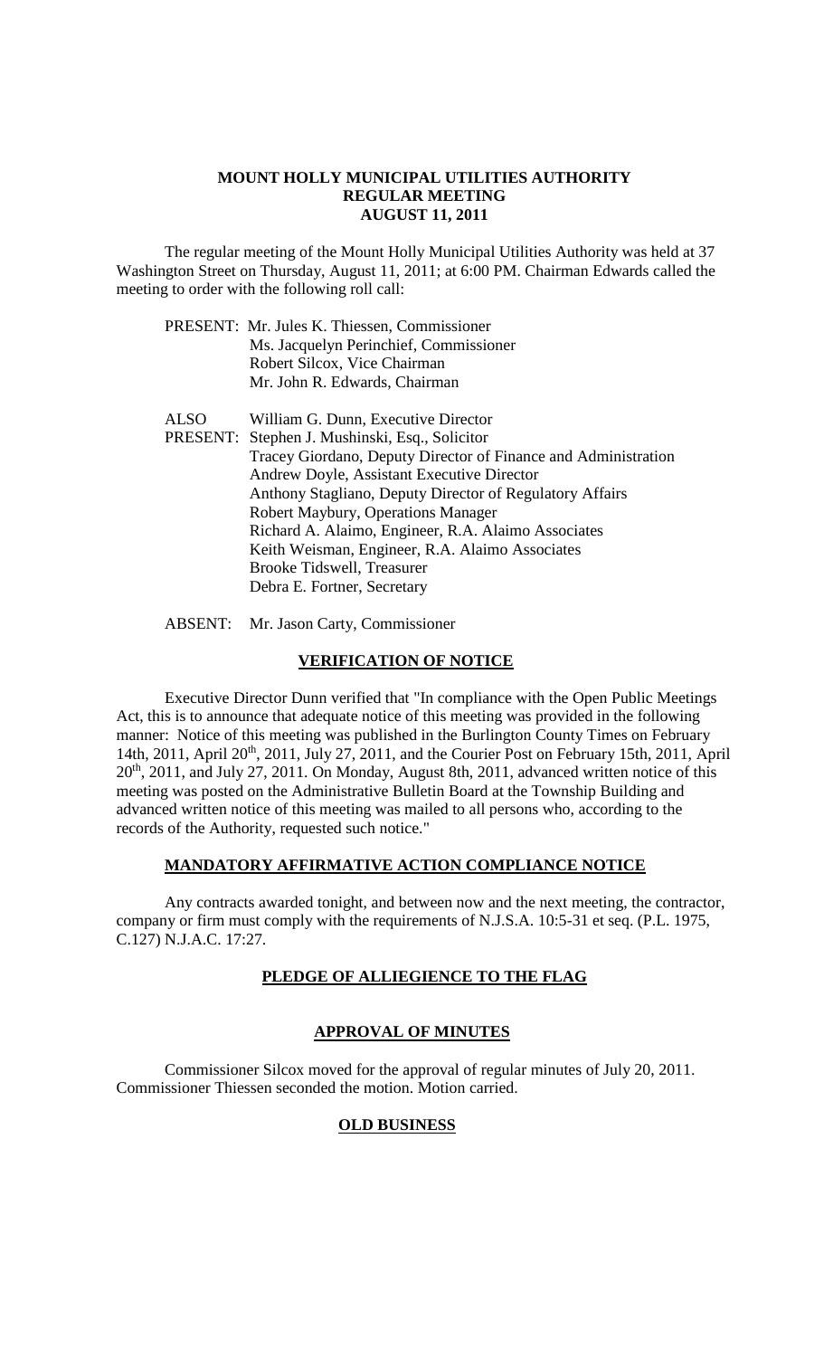# MOUNT HOLLY MUNICIPAL UTILITIES AUTHORITY
## REGULAR MEETING
## AUGUST 11, 2011

The regular meeting of the Mount Holly Municipal Utilities Authority was held at 37 Washington Street on Thursday, August 11, 2011; at 6:00 PM. Chairman Edwards called the meeting to order with the following roll call:

PRESENT: Mr. Jules K. Thiessen, Commissioner
Ms. Jacquelyn Perinchief, Commissioner
Robert Silcox, Vice Chairman
Mr. John R. Edwards, Chairman

ALSO PRESENT: William G. Dunn, Executive Director
Stephen J. Mushinski, Esq., Solicitor
Tracey Giordano, Deputy Director of Finance and Administration
Andrew Doyle, Assistant Executive Director
Anthony Stagliano, Deputy Director of Regulatory Affairs
Robert Maybury, Operations Manager
Richard A. Alaimo, Engineer, R.A. Alaimo Associates
Keith Weisman, Engineer, R.A. Alaimo Associates
Brooke Tidswell, Treasurer
Debra E. Fortner, Secretary

ABSENT: Mr. Jason Carty, Commissioner

### VERIFICATION OF NOTICE

Executive Director Dunn verified that "In compliance with the Open Public Meetings Act, this is to announce that adequate notice of this meeting was provided in the following manner: Notice of this meeting was published in the Burlington County Times on February 14th, 2011, April 20th, 2011, July 27, 2011, and the Courier Post on February 15th, 2011, April 20th, 2011, and July 27, 2011. On Monday, August 8th, 2011, advanced written notice of this meeting was posted on the Administrative Bulletin Board at the Township Building and advanced written notice of this meeting was mailed to all persons who, according to the records of the Authority, requested such notice."

### MANDATORY AFFIRMATIVE ACTION COMPLIANCE NOTICE

Any contracts awarded tonight, and between now and the next meeting, the contractor, company or firm must comply with the requirements of N.J.S.A. 10:5-31 et seq. (P.L. 1975, C.127) N.J.A.C. 17:27.

### PLEDGE OF ALLIEGIENCE TO THE FLAG

### APPROVAL OF MINUTES

Commissioner Silcox moved for the approval of regular minutes of July 20, 2011. Commissioner Thiessen seconded the motion. Motion carried.

### OLD BUSINESS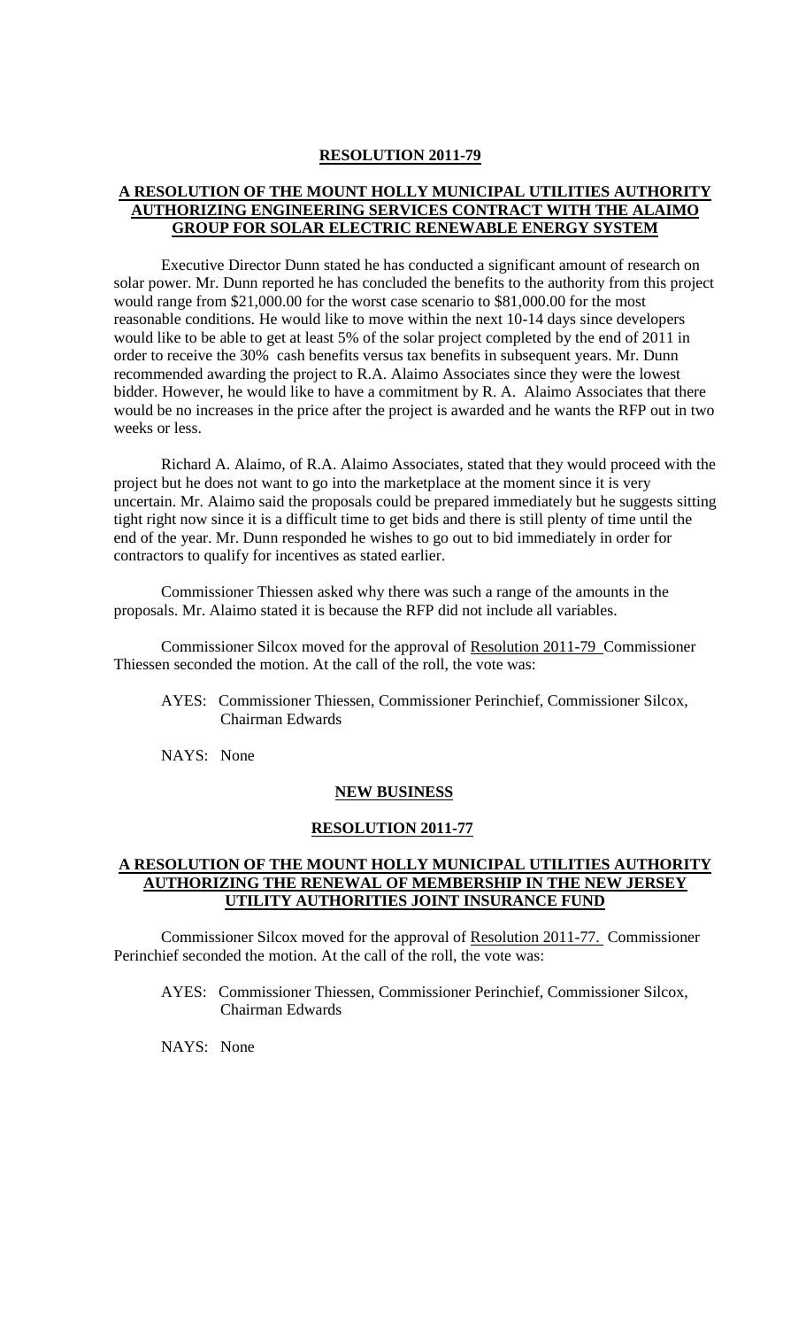**RESOLUTION 2011-79**

**A RESOLUTION OF THE MOUNT HOLLY MUNICIPAL UTILITIES AUTHORITY AUTHORIZING ENGINEERING SERVICES CONTRACT WITH THE ALAIMO GROUP FOR SOLAR ELECTRIC RENEWABLE ENERGY SYSTEM**

Executive Director Dunn stated he has conducted a significant amount of research on solar power. Mr. Dunn reported he has concluded the benefits to the authority from this project would range from $21,000.00 for the worst case scenario to $81,000.00 for the most reasonable conditions. He would like to move within the next 10-14 days since developers would like to be able to get at least 5% of the solar project completed by the end of 2011 in order to receive the 30% cash benefits versus tax benefits in subsequent years. Mr. Dunn recommended awarding the project to R.A. Alaimo Associates since they were the lowest bidder. However, he would like to have a commitment by R. A. Alaimo Associates that there would be no increases in the price after the project is awarded and he wants the RFP out in two weeks or less.

Richard A. Alaimo, of R.A. Alaimo Associates, stated that they would proceed with the project but he does not want to go into the marketplace at the moment since it is very uncertain. Mr. Alaimo said the proposals could be prepared immediately but he suggests sitting tight right now since it is a difficult time to get bids and there is still plenty of time until the end of the year. Mr. Dunn responded he wishes to go out to bid immediately in order for contractors to qualify for incentives as stated earlier.

Commissioner Thiessen asked why there was such a range of the amounts in the proposals. Mr. Alaimo stated it is because the RFP did not include all variables.

Commissioner Silcox moved for the approval of Resolution 2011-79 Commissioner Thiessen seconded the motion. At the call of the roll, the vote was:

AYES: Commissioner Thiessen, Commissioner Perinchief, Commissioner Silcox, Chairman Edwards

NAYS: None

**NEW BUSINESS**

**RESOLUTION 2011-77**

**A RESOLUTION OF THE MOUNT HOLLY MUNICIPAL UTILITIES AUTHORITY AUTHORIZING THE RENEWAL OF MEMBERSHIP IN THE NEW JERSEY UTILITY AUTHORITIES JOINT INSURANCE FUND**

Commissioner Silcox moved for the approval of Resolution 2011-77. Commissioner Perinchief seconded the motion. At the call of the roll, the vote was:

AYES: Commissioner Thiessen, Commissioner Perinchief, Commissioner Silcox, Chairman Edwards

NAYS: None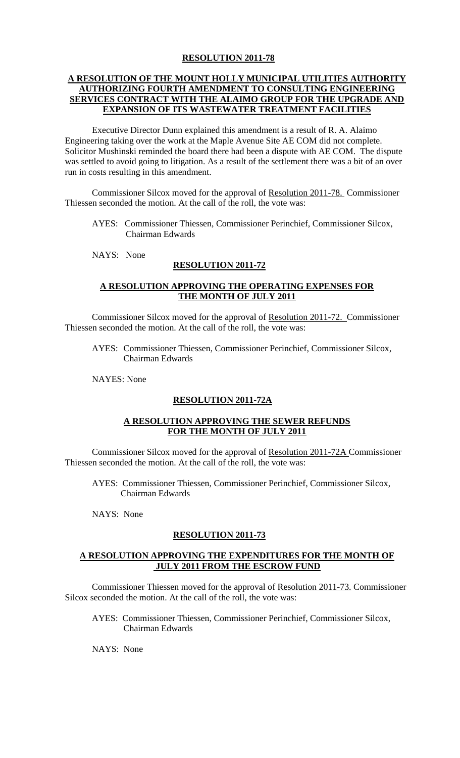**RESOLUTION 2011-78**

**A RESOLUTION OF THE MOUNT HOLLY MUNICIPAL UTILITIES AUTHORITY AUTHORIZING FOURTH AMENDMENT TO CONSULTING ENGINEERING SERVICES CONTRACT WITH THE ALAIMO GROUP FOR THE UPGRADE AND EXPANSION OF ITS WASTEWATER TREATMENT FACILITIES**

Executive Director Dunn explained this amendment is a result of R. A. Alaimo Engineering taking over the work at the Maple Avenue Site AE COM did not complete. Solicitor Mushinski reminded the board there had been a dispute with AE COM. The dispute was settled to avoid going to litigation. As a result of the settlement there was a bit of an over run in costs resulting in this amendment.

Commissioner Silcox moved for the approval of Resolution 2011-78. Commissioner Thiessen seconded the motion. At the call of the roll, the vote was:

AYES: Commissioner Thiessen, Commissioner Perinchief, Commissioner Silcox, Chairman Edwards

NAYS: None

**RESOLUTION 2011-72**

**A RESOLUTION APPROVING THE OPERATING EXPENSES FOR THE MONTH OF JULY 2011**

Commissioner Silcox moved for the approval of Resolution 2011-72. Commissioner Thiessen seconded the motion. At the call of the roll, the vote was:

AYES: Commissioner Thiessen, Commissioner Perinchief, Commissioner Silcox, Chairman Edwards

NAYES: None

**RESOLUTION 2011-72A**

**A RESOLUTION APPROVING THE SEWER REFUNDS FOR THE MONTH OF JULY 2011**

Commissioner Silcox moved for the approval of Resolution 2011-72A Commissioner Thiessen seconded the motion. At the call of the roll, the vote was:

AYES: Commissioner Thiessen, Commissioner Perinchief, Commissioner Silcox, Chairman Edwards

NAYS: None

**RESOLUTION 2011-73**

**A RESOLUTION APPROVING THE EXPENDITURES FOR THE MONTH OF JULY 2011 FROM THE ESCROW FUND**

Commissioner Thiessen moved for the approval of Resolution 2011-73. Commissioner Silcox seconded the motion. At the call of the roll, the vote was:

AYES: Commissioner Thiessen, Commissioner Perinchief, Commissioner Silcox, Chairman Edwards

NAYS: None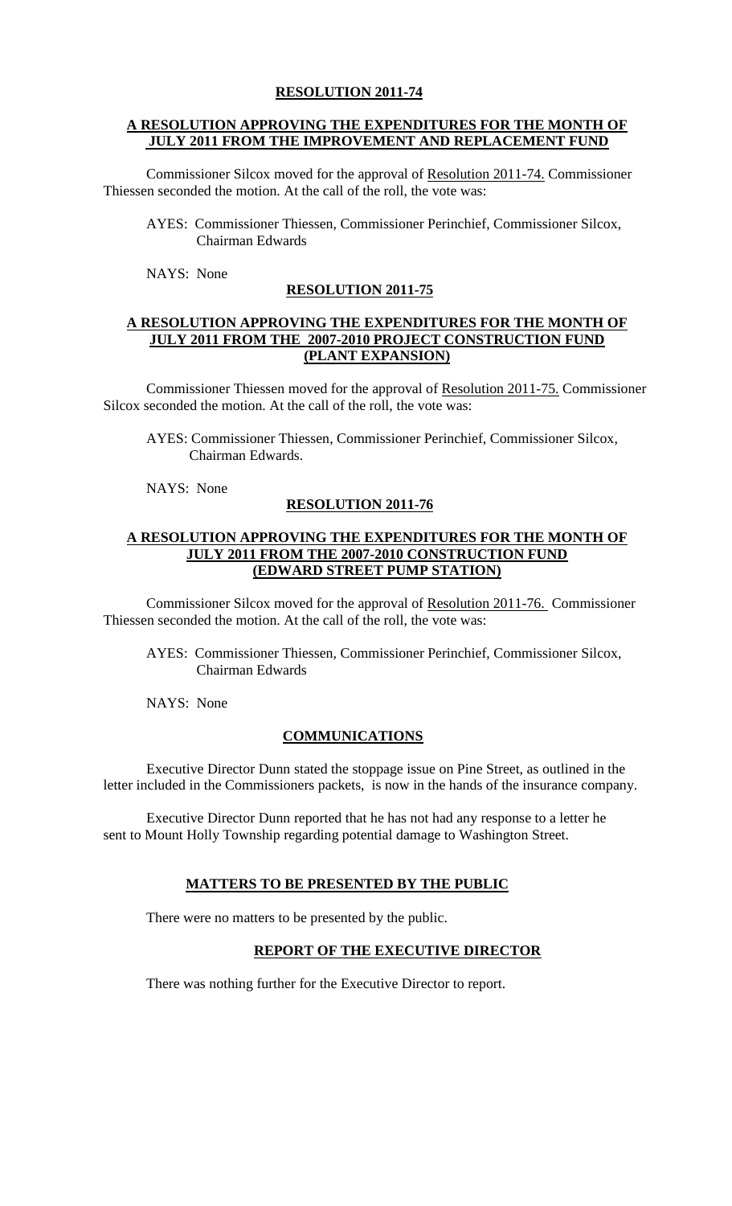## RESOLUTION 2011-74

### A RESOLUTION APPROVING THE EXPENDITURES FOR THE MONTH OF JULY 2011 FROM THE IMPROVEMENT AND REPLACEMENT FUND

Commissioner Silcox moved for the approval of Resolution 2011-74. Commissioner Thiessen seconded the motion. At the call of the roll, the vote was:

AYES: Commissioner Thiessen, Commissioner Perinchief, Commissioner Silcox, Chairman Edwards

NAYS: None

## RESOLUTION 2011-75

### A RESOLUTION APPROVING THE EXPENDITURES FOR THE MONTH OF JULY 2011 FROM THE 2007-2010 PROJECT CONSTRUCTION FUND (PLANT EXPANSION)

Commissioner Thiessen moved for the approval of Resolution 2011-75. Commissioner Silcox seconded the motion. At the call of the roll, the vote was:

AYES: Commissioner Thiessen, Commissioner Perinchief, Commissioner Silcox, Chairman Edwards.

NAYS: None

## RESOLUTION 2011-76

### A RESOLUTION APPROVING THE EXPENDITURES FOR THE MONTH OF JULY 2011 FROM THE 2007-2010 CONSTRUCTION FUND (EDWARD STREET PUMP STATION)

Commissioner Silcox moved for the approval of Resolution 2011-76. Commissioner Thiessen seconded the motion. At the call of the roll, the vote was:

AYES: Commissioner Thiessen, Commissioner Perinchief, Commissioner Silcox, Chairman Edwards

NAYS: None

## COMMUNICATIONS

Executive Director Dunn stated the stoppage issue on Pine Street, as outlined in the letter included in the Commissioners packets, is now in the hands of the insurance company.

Executive Director Dunn reported that he has not had any response to a letter he sent to Mount Holly Township regarding potential damage to Washington Street.

## MATTERS TO BE PRESENTED BY THE PUBLIC

There were no matters to be presented by the public.

## REPORT OF THE EXECUTIVE DIRECTOR

There was nothing further for the Executive Director to report.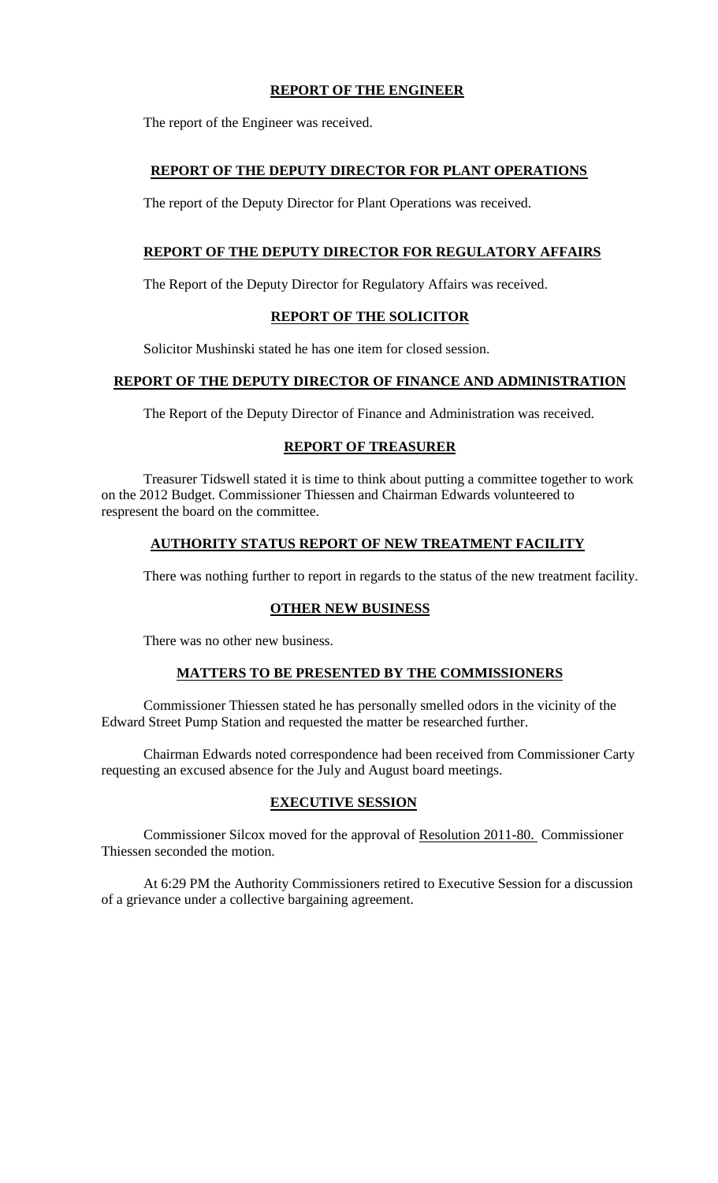## **REPORT OF THE ENGINEER**

The report of the Engineer was received.

## **REPORT OF THE DEPUTY DIRECTOR FOR PLANT OPERATIONS**

The report of the Deputy Director for Plant Operations was received.

## **REPORT OF THE DEPUTY DIRECTOR FOR REGULATORY AFFAIRS**

The Report of the Deputy Director for Regulatory Affairs was received.

## **REPORT OF THE SOLICITOR**

Solicitor Mushinski stated he has one item for closed session.

## **REPORT OF THE DEPUTY DIRECTOR OF FINANCE AND ADMINISTRATION**

The Report of the Deputy Director of Finance and Administration was received.

## **REPORT OF TREASURER**

Treasurer Tidswell stated it is time to think about putting a committee together to work on the 2012 Budget. Commissioner Thiessen and Chairman Edwards volunteered to respresent the board on the committee.

## **AUTHORITY STATUS REPORT OF NEW TREATMENT FACILITY**

There was nothing further to report in regards to the status of the new treatment facility.

## **OTHER NEW BUSINESS**

There was no other new business.

## **MATTERS TO BE PRESENTED BY THE COMMISSIONERS**

Commissioner Thiessen stated he has personally smelled odors in the vicinity of the Edward Street Pump Station and requested the matter be researched further.

Chairman Edwards noted correspondence had been received from Commissioner Carty requesting an excused absence for the July and August board meetings.

## **EXECUTIVE SESSION**

Commissioner Silcox moved for the approval of Resolution 2011-80. Commissioner Thiessen seconded the motion.

At 6:29 PM the Authority Commissioners retired to Executive Session for a discussion of a grievance under a collective bargaining agreement.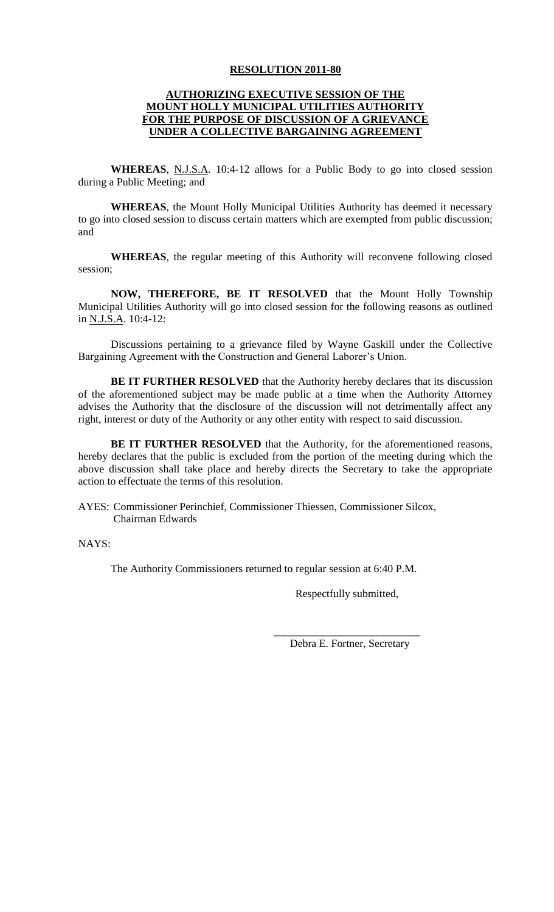# RESOLUTION 2011-80

## AUTHORIZING EXECUTIVE SESSION OF THE MOUNT HOLLY MUNICIPAL UTILITIES AUTHORITY FOR THE PURPOSE OF DISCUSSION OF A GRIEVANCE UNDER A COLLECTIVE BARGAINING AGREEMENT

**WHEREAS**, N.J.S.A. 10:4-12 allows for a Public Body to go into closed session during a Public Meeting; and

**WHEREAS**, the Mount Holly Municipal Utilities Authority has deemed it necessary to go into closed session to discuss certain matters which are exempted from public discussion; and

**WHEREAS**, the regular meeting of this Authority will reconvene following closed session;

**NOW, THEREFORE, BE IT RESOLVED** that the Mount Holly Township Municipal Utilities Authority will go into closed session for the following reasons as outlined in N.J.S.A. 10:4-12:

Discussions pertaining to a grievance filed by Wayne Gaskill under the Collective Bargaining Agreement with the Construction and General Laborer's Union.

**BE IT FURTHER RESOLVED** that the Authority hereby declares that its discussion of the aforementioned subject may be made public at a time when the Authority Attorney advises the Authority that the disclosure of the discussion will not detrimentally affect any right, interest or duty of the Authority or any other entity with respect to said discussion.

**BE IT FURTHER RESOLVED** that the Authority, for the aforementioned reasons, hereby declares that the public is excluded from the portion of the meeting during which the above discussion shall take place and hereby directs the Secretary to take the appropriate action to effectuate the terms of this resolution.

AYES: Commissioner Perinchief, Commissioner Thiessen, Commissioner Silcox, Chairman Edwards

NAYS:

The Authority Commissioners returned to regular session at 6:40 P.M.

Respectfully submitted,

___________________________

Debra E. Fortner, Secretary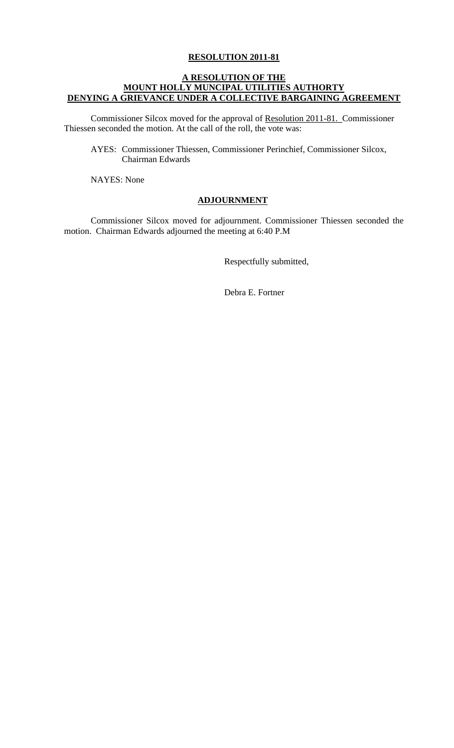**RESOLUTION 2011-81**

**A RESOLUTION OF THE MOUNT HOLLY MUNCIPAL UTILITIES AUTHORTY DENYING A GRIEVANCE UNDER A COLLECTIVE BARGAINING AGREEMENT**

Commissioner Silcox moved for the approval of Resolution 2011-81. Commissioner Thiessen seconded the motion. At the call of the roll, the vote was:

AYES: Commissioner Thiessen, Commissioner Perinchief, Commissioner Silcox, Chairman Edwards

NAYES: None

**ADJOURNMENT**

Commissioner Silcox moved for adjournment. Commissioner Thiessen seconded the motion. Chairman Edwards adjourned the meeting at 6:40 P.M

Respectfully submitted,

Debra E. Fortner